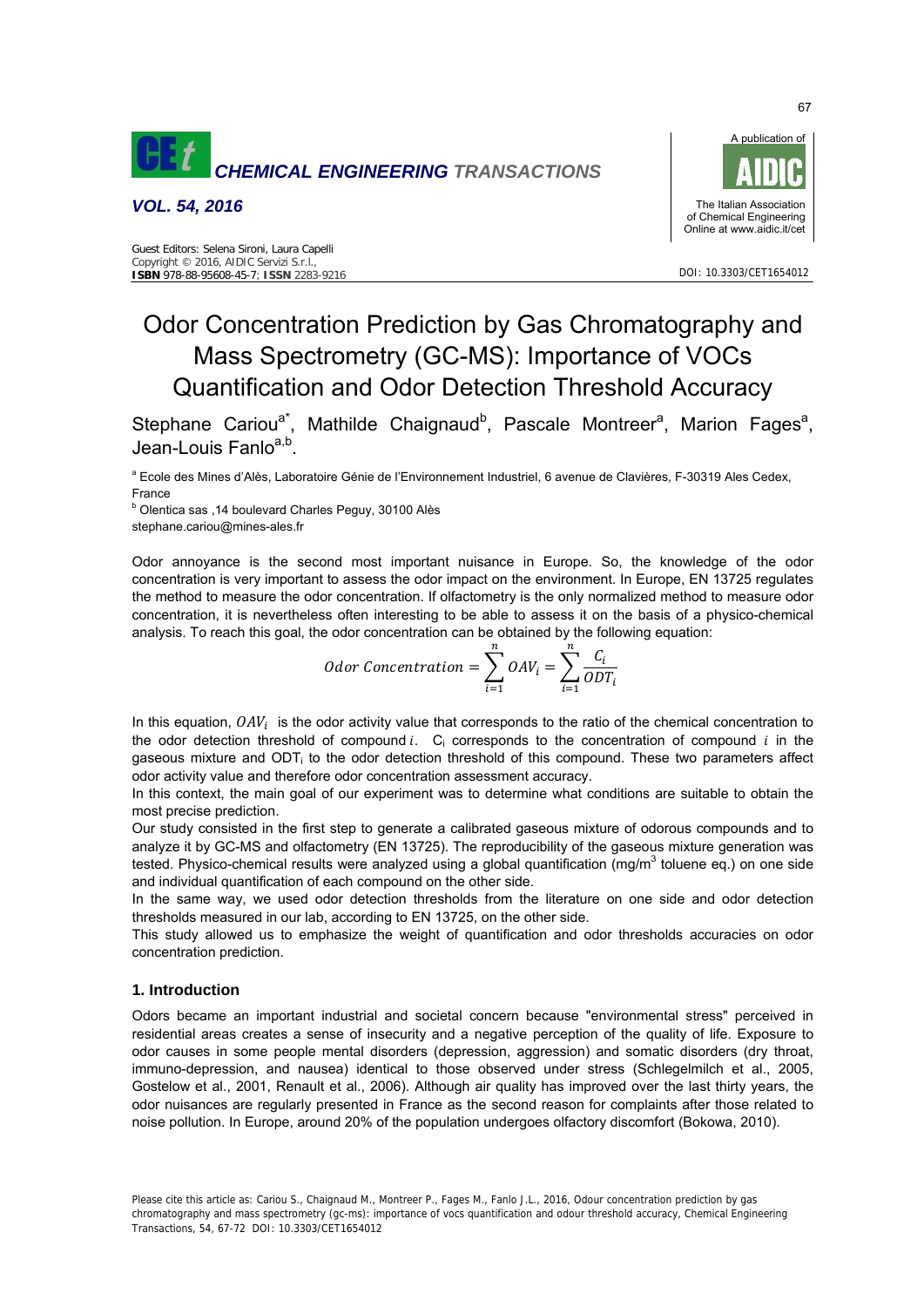# Odor Concentration Prediction by Gas Chromatography and Mass Spectrometry (GC-MS): Importance of VOCs Quantification and Odor Detection Threshold Accuracy

Stephane Cariou[a*], Mathilde Chaignaud[b], Pascale Montreer[a], Marion Fages[a], Jean-Louis Fanlo[a,b].

[a] Ecole des Mines d'Alès, Laboratoire Génie de l'Environnement Industriel, 6 avenue de Clavières, F-30319 Ales Cedex, France

[b] Olentica sas ,14 boulevard Charles Peguy, 30100 Alès

stephane.cariou@mines-ales.fr

Odor annoyance is the second most important nuisance in Europe. So, the knowledge of the odor concentration is very important to assess the odor impact on the environment. In Europe, EN 13725 regulates the method to measure the odor concentration. If olfactometry is the only normalized method to measure odor concentration, it is nevertheless often interesting to be able to assess it on the basis of a physico-chemical analysis. To reach this goal, the odor concentration can be obtained by the following equation:

$$Odor\ Concentration = \sum_{i=1}^{n} OAV_i = \sum_{i=1}^{n} \frac{C_i}{ODT_i}$$

In this equation, $OAV_i$ is the odor activity value that corresponds to the ratio of the chemical concentration to the odor detection threshold of compound $i$. $C_i$ corresponds to the concentration of compound $i$ in the gaseous mixture and $ODT_i$ to the odor detection threshold of this compound. These two parameters affect odor activity value and therefore odor concentration assessment accuracy.

In this context, the main goal of our experiment was to determine what conditions are suitable to obtain the most precise prediction.

Our study consisted in the first step to generate a calibrated gaseous mixture of odorous compounds and to analyze it by GC-MS and olfactometry (EN 13725). The reproducibility of the gaseous mixture generation was tested. Physico-chemical results were analyzed using a global quantification (mg/m$^3$ toluene eq.) on one side and individual quantification of each compound on the other side.

In the same way, we used odor detection thresholds from the literature on one side and odor detection thresholds measured in our lab, according to EN 13725, on the other side.

This study allowed us to emphasize the weight of quantification and odor thresholds accuracies on odor concentration prediction.

## 1. Introduction

Odors became an important industrial and societal concern because "environmental stress" perceived in residential areas creates a sense of insecurity and a negative perception of the quality of life. Exposure to odor causes in some people mental disorders (depression, aggression) and somatic disorders (dry throat, immuno-depression, and nausea) identical to those observed under stress (Schlegelmilch et al., 2005, Gostelow et al., 2001, Renault et al., 2006). Although air quality has improved over the last thirty years, the odor nuisances are regularly presented in France as the second reason for complaints after those related to noise pollution. In Europe, around 20% of the population undergoes olfactory discomfort (Bokowa, 2010).

Please cite this article as: Cariou S., Chaignaud M., Montreer P., Fages M., Fanlo J.L., 2016, Odour concentration prediction by gas chromatography and mass spectrometry (gc-ms): importance of vocs quantification and odour threshold accuracy, Chemical Engineering Transactions, 54, 67-72 DOI: 10.3303/CET1654012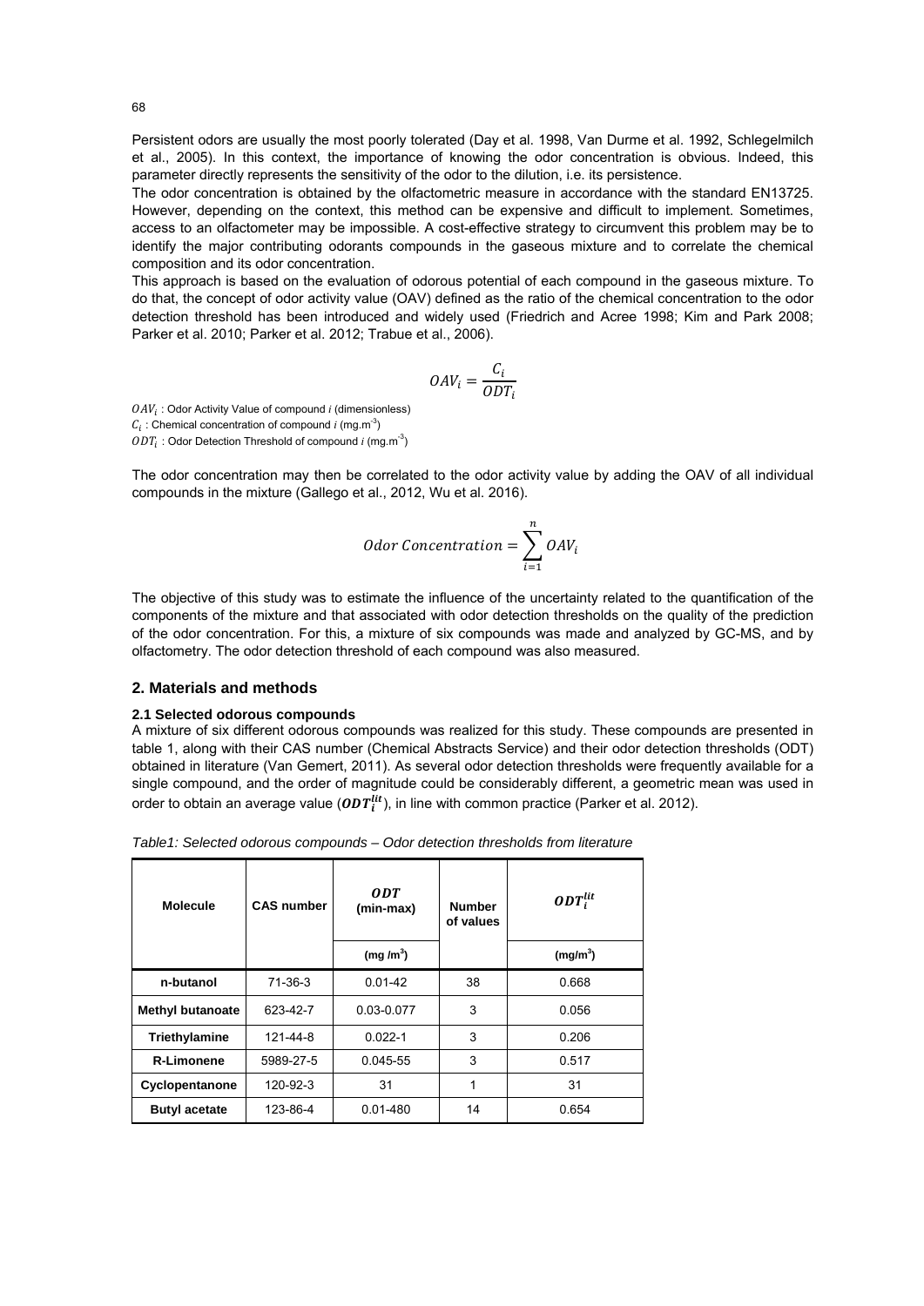Persistent odors are usually the most poorly tolerated (Day et al. 1998, Van Durme et al. 1992, Schlegelmilch et al., 2005). In this context, the importance of knowing the odor concentration is obvious. Indeed, this parameter directly represents the sensitivity of the odor to the dilution, i.e. its persistence.

The odor concentration is obtained by the olfactometric measure in accordance with the standard EN13725. However, depending on the context, this method can be expensive and difficult to implement. Sometimes, access to an olfactometer may be impossible. A cost-effective strategy to circumvent this problem may be to identify the major contributing odorants compounds in the gaseous mixture and to correlate the chemical composition and its odor concentration.

This approach is based on the evaluation of odorous potential of each compound in the gaseous mixture. To do that, the concept of odor activity value (OAV) defined as the ratio of the chemical concentration to the odor detection threshold has been introduced and widely used (Friedrich and Acree 1998; Kim and Park 2008; Parker et al. 2010; Parker et al. 2012; Trabue et al., 2006).

$$OAV_i = \frac{C_i}{ODT_i}$$

$OAV_i$ : Odor Activity Value of compound $i$ (dimensionless)
$C_i$ : Chemical concentration of compound $i$ ($mg.m^{-3}$)
$ODT_i$ : Odor Detection Threshold of compound $i$ ($mg.m^{-3}$)

The odor concentration may then be correlated to the odor activity value by adding the OAV of all individual compounds in the mixture (Gallego et al., 2012, Wu et al. 2016).

$$Odor\ Concentration = \sum_{i=1}^{n} OAV_i$$

The objective of this study was to estimate the influence of the uncertainty related to the quantification of the components of the mixture and that associated with odor detection thresholds on the quality of the prediction of the odor concentration. For this, a mixture of six compounds was made and analyzed by GC-MS, and by olfactometry. The odor detection threshold of each compound was also measured.

## 2. Materials and methods

### 2.1 Selected odorous compounds

A mixture of six different odorous compounds was realized for this study. These compounds are presented in table 1, along with their CAS number (Chemical Abstracts Service) and their odor detection thresholds (ODT) obtained in literature (Van Gemert, 2011). As several odor detection thresholds were frequently available for a single compound, and the order of magnitude could be considerably different, a geometric mean was used in order to obtain an average value ($\boldsymbol{ODT_i^{lit}}$), in line with common practice (Parker et al. 2012).

*Table1: Selected odorous compounds – Odor detection thresholds from literature*

| Molecule | CAS number | $ODT$ (min-max) | Number of values | $ODT_i^{lit}$ |
|---|---|---|---|---|
| | | ($mg/m^3$) | | ($mg/m^3$) |
| **n-butanol** | 71-36-3 | 0.01-42 | 38 | 0.668 |
| **Methyl butanoate** | 623-42-7 | 0.03-0.077 | 3 | 0.056 |
| **Triethylamine** | 121-44-8 | 0.022-1 | 3 | 0.206 |
| **R-Limonene** | 5989-27-5 | 0.045-55 | 3 | 0.517 |
| **Cyclopentanone** | 120-92-3 | 31 | 1 | 31 |
| **Butyl acetate** | 123-86-4 | 0.01-480 | 14 | 0.654 |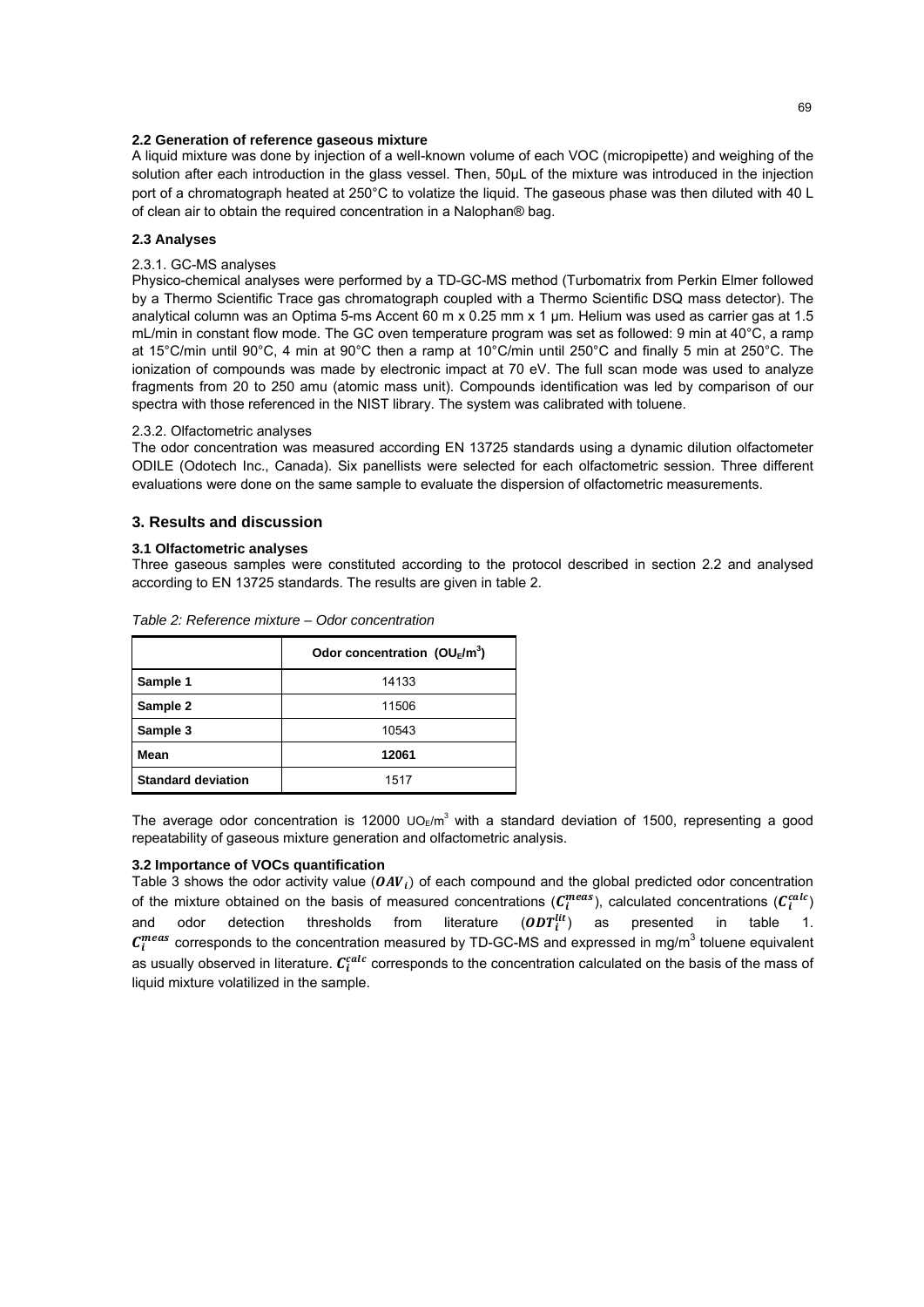### 2.2 Generation of reference gaseous mixture

A liquid mixture was done by injection of a well-known volume of each VOC (micropipette) and weighing of the solution after each introduction in the glass vessel. Then, 50µL of the mixture was introduced in the injection port of a chromatograph heated at 250°C to volatize the liquid. The gaseous phase was then diluted with 40 L of clean air to obtain the required concentration in a Nalophan® bag.

### 2.3 Analyses

2.3.1. GC-MS analyses

Physico-chemical analyses were performed by a TD-GC-MS method (Turbomatrix from Perkin Elmer followed by a Thermo Scientific Trace gas chromatograph coupled with a Thermo Scientific DSQ mass detector). The analytical column was an Optima 5-ms Accent 60 m x 0.25 mm x 1 µm. Helium was used as carrier gas at 1.5 mL/min in constant flow mode. The GC oven temperature program was set as followed: 9 min at 40°C, a ramp at 15°C/min until 90°C, 4 min at 90°C then a ramp at 10°C/min until 250°C and finally 5 min at 250°C. The ionization of compounds was made by electronic impact at 70 eV. The full scan mode was used to analyze fragments from 20 to 250 amu (atomic mass unit). Compounds identification was led by comparison of our spectra with those referenced in the NIST library. The system was calibrated with toluene.

2.3.2. Olfactometric analyses

The odor concentration was measured according EN 13725 standards using a dynamic dilution olfactometer ODILE (Odotech Inc., Canada). Six panellists were selected for each olfactometric session. Three different evaluations were done on the same sample to evaluate the dispersion of olfactometric measurements.

## 3. Results and discussion

### 3.1 Olfactometric analyses

Three gaseous samples were constituted according to the protocol described in section 2.2 and analysed according to EN 13725 standards. The results are given in table 2.

*Table 2: Reference mixture – Odor concentration*

| | Odor concentration ($OU_E/m^3$) |
|---|---|
| **Sample 1** | 14133 |
| **Sample 2** | 11506 |
| **Sample 3** | 10543 |
| **Mean** | **12061** |
| **Standard deviation** | 1517 |

The average odor concentration is 12000 $UO_E/m^3$ with a standard deviation of 1500, representing a good repeatability of gaseous mixture generation and olfactometric analysis.

### 3.2 Importance of VOCs quantification

Table 3 shows the odor activity value ($OAV_i$) of each compound and the global predicted odor concentration of the mixture obtained on the basis of measured concentrations ($C_i^{meas}$), calculated concentrations ($C_i^{calc}$) and odor detection thresholds from literature ($ODT_i^{lit}$) as presented in table 1. $C_i^{meas}$ corresponds to the concentration measured by TD-GC-MS and expressed in mg/m$^3$ toluene equivalent as usually observed in literature. $C_i^{calc}$ corresponds to the concentration calculated on the basis of the mass of liquid mixture volatilized in the sample.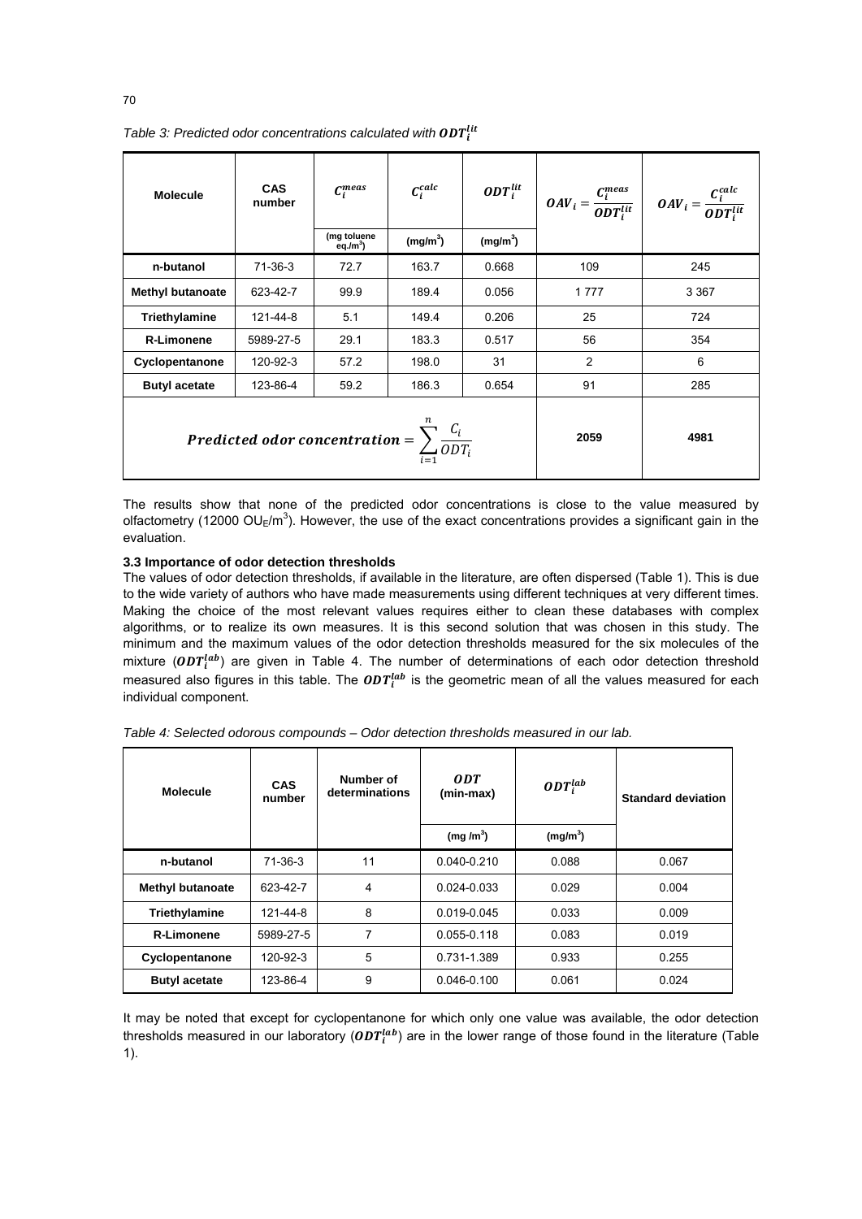*Table 3: Predicted odor concentrations calculated with $ODT_i^{lit}$*

| Molecule | CAS number | $C_i^{meas}$ (mg toluene eq./m$^3$) | $C_i^{calc}$ (mg/m$^3$) | $ODT_i^{lit}$ (mg/m$^3$) | $OAV_i = \frac{C_i^{meas}}{ODT_i^{lit}}$ | $OAV_i = \frac{C_i^{calc}}{ODT_i^{lit}}$ |
|---|---|---|---|---|---|---|
| **n-butanol** | 71-36-3 | 72.7 | 163.7 | 0.668 | 109 | 245 |
| **Methyl butanoate** | 623-42-7 | 99.9 | 189.4 | 0.056 | 1 777 | 3 367 |
| **Triethylamine** | 121-44-8 | 5.1 | 149.4 | 0.206 | 25 | 724 |
| **R-Limonene** | 5989-27-5 | 29.1 | 183.3 | 0.517 | 56 | 354 |
| **Cyclopentanone** | 120-92-3 | 57.2 | 198.0 | 31 | 2 | 6 |
| **Butyl acetate** | 123-86-4 | 59.2 | 186.3 | 0.654 | 91 | 285 |
| $Predicted\ odor\ concentration = \sum_{i=1}^{n} \frac{C_i}{ODT_i}$ | | | | | **2059** | **4981** |

The results show that none of the predicted odor concentrations is close to the value measured by olfactometry (12000 $OU_E/m^3$). However, the use of the exact concentrations provides a significant gain in the evaluation.

### 3.3 Importance of odor detection thresholds

The values of odor detection thresholds, if available in the literature, are often dispersed (Table 1). This is due to the wide variety of authors who have made measurements using different techniques at very different times. Making the choice of the most relevant values requires either to clean these databases with complex algorithms, or to realize its own measures. It is this second solution that was chosen in this study. The minimum and the maximum values of the odor detection thresholds measured for the six molecules of the mixture ($ODT_i^{lab}$) are given in Table 4. The number of determinations of each odor detection threshold measured also figures in this table. The $ODT_i^{lab}$ is the geometric mean of all the values measured for each individual component.

*Table 4: Selected odorous compounds – Odor detection thresholds measured in our lab.*

| Molecule | CAS number | Number of determinations | $ODT$ (min-max) (mg /m$^3$) | $ODT_i^{lab}$ (mg/m$^3$) | Standard deviation |
|---|---|---|---|---|---|
| **n-butanol** | 71-36-3 | 11 | 0.040-0.210 | 0.088 | 0.067 |
| **Methyl butanoate** | 623-42-7 | 4 | 0.024-0.033 | 0.029 | 0.004 |
| **Triethylamine** | 121-44-8 | 8 | 0.019-0.045 | 0.033 | 0.009 |
| **R-Limonene** | 5989-27-5 | 7 | 0.055-0.118 | 0.083 | 0.019 |
| **Cyclopentanone** | 120-92-3 | 5 | 0.731-1.389 | 0.933 | 0.255 |
| **Butyl acetate** | 123-86-4 | 9 | 0.046-0.100 | 0.061 | 0.024 |

It may be noted that except for cyclopentanone for which only one value was available, the odor detection thresholds measured in our laboratory ($ODT_i^{lab}$) are in the lower range of those found in the literature (Table 1).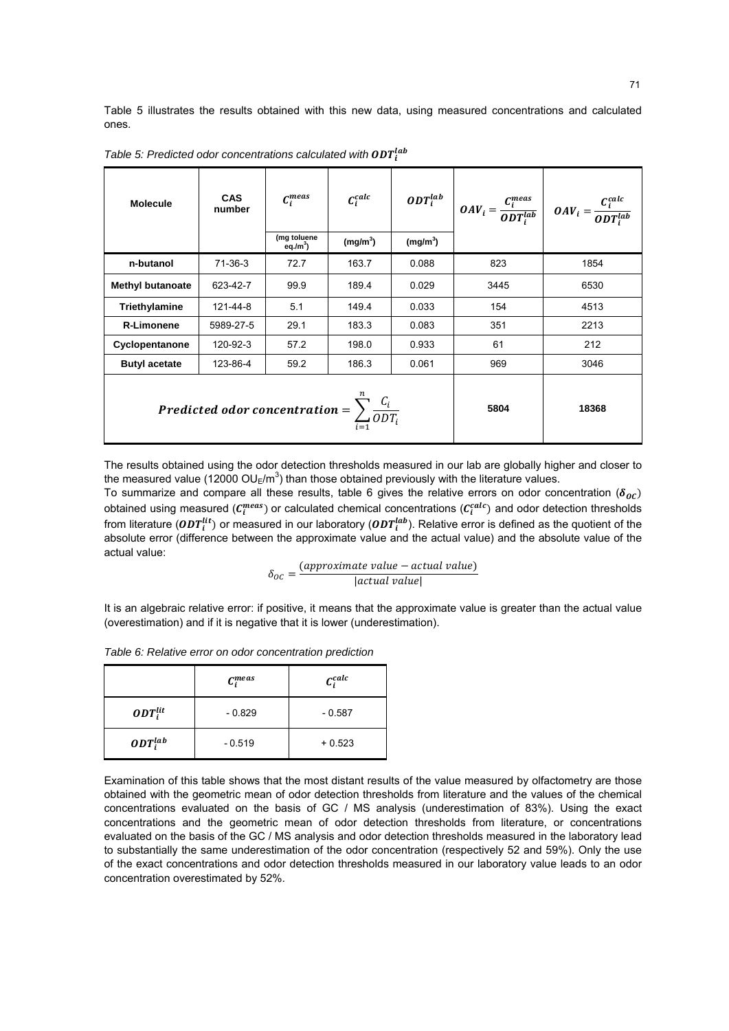Table 5 illustrates the results obtained with this new data, using measured concentrations and calculated ones.

*Table 5: Predicted odor concentrations calculated with $\boldsymbol{ODT_i^{lab}}$*

| Molecule | CAS number | $C_i^{meas}$ (mg toluene eq./m$^3$) | $C_i^{calc}$ (mg/m$^3$) | $ODT_i^{lab}$ (mg/m$^3$) | $OAV_i = \frac{C_i^{meas}}{ODT_i^{lab}}$ | $OAV_i = \frac{C_i^{calc}}{ODT_i^{lab}}$ |
|---|---|---|---|---|---|---|
| **n-butanol** | 71-36-3 | 72.7 | 163.7 | 0.088 | 823 | 1854 |
| **Methyl butanoate** | 623-42-7 | 99.9 | 189.4 | 0.029 | 3445 | 6530 |
| **Triethylamine** | 121-44-8 | 5.1 | 149.4 | 0.033 | 154 | 4513 |
| **R-Limonene** | 5989-27-5 | 29.1 | 183.3 | 0.083 | 351 | 2213 |
| **Cyclopentanone** | 120-92-3 | 57.2 | 198.0 | 0.933 | 61 | 212 |
| **Butyl acetate** | 123-86-4 | 59.2 | 186.3 | 0.061 | 969 | 3046 |
| $\boldsymbol{Predicted\ odor\ concentration} = \sum_{i=1}^{n} \frac{C_i}{ODT_i}$ | | | | | **5804** | **18368** |

The results obtained using the odor detection thresholds measured in our lab are globally higher and closer to the measured value (12000 OU$_E$/m$^3$) than those obtained previously with the literature values.

To summarize and compare all these results, table 6 gives the relative errors on odor concentration ($\boldsymbol{\delta_{OC}}$) obtained using measured ($\boldsymbol{C_i^{meas}}$) or calculated chemical concentrations ($\boldsymbol{C_i^{calc}}$) and odor detection thresholds from literature ($\boldsymbol{ODT_i^{lit}}$) or measured in our laboratory ($\boldsymbol{ODT_i^{lab}}$). Relative error is defined as the quotient of the absolute error (difference between the approximate value and the actual value) and the absolute value of the actual value:

$$\delta_{OC} = \frac{(approximate\ value - actual\ value)}{|actual\ value|}$$

It is an algebraic relative error: if positive, it means that the approximate value is greater than the actual value (overestimation) and if it is negative that it is lower (underestimation).

*Table 6: Relative error on odor concentration prediction*

| | $C_i^{meas}$ | $C_i^{calc}$ |
|---|---|---|
| $ODT_i^{lit}$ | - 0.829 | - 0.587 |
| $ODT_i^{lab}$ | - 0.519 | + 0.523 |

Examination of this table shows that the most distant results of the value measured by olfactometry are those obtained with the geometric mean of odor detection thresholds from literature and the values of the chemical concentrations evaluated on the basis of GC / MS analysis (underestimation of 83%). Using the exact concentrations and the geometric mean of odor detection thresholds from literature, or concentrations evaluated on the basis of the GC / MS analysis and odor detection thresholds measured in the laboratory lead to substantially the same underestimation of the odor concentration (respectively 52 and 59%). Only the use of the exact concentrations and odor detection thresholds measured in our laboratory value leads to an odor concentration overestimated by 52%.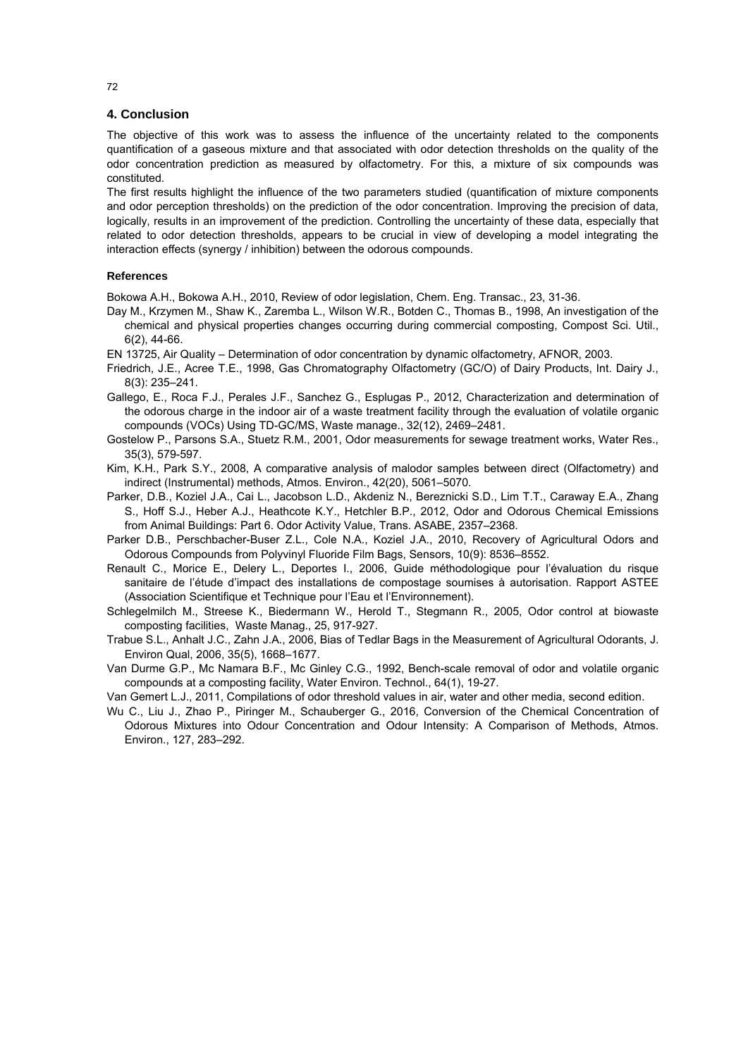## 4. Conclusion

The objective of this work was to assess the influence of the uncertainty related to the components quantification of a gaseous mixture and that associated with odor detection thresholds on the quality of the odor concentration prediction as measured by olfactometry. For this, a mixture of six compounds was constituted.

The first results highlight the influence of the two parameters studied (quantification of mixture components and odor perception thresholds) on the prediction of the odor concentration. Improving the precision of data, logically, results in an improvement of the prediction. Controlling the uncertainty of these data, especially that related to odor detection thresholds, appears to be crucial in view of developing a model integrating the interaction effects (synergy / inhibition) between the odorous compounds.

### References

Bokowa A.H., Bokowa A.H., 2010, Review of odor legislation, Chem. Eng. Transac., 23, 31-36.

Day M., Krzymen M., Shaw K., Zaremba L., Wilson W.R., Botden C., Thomas B., 1998, An investigation of the chemical and physical properties changes occurring during commercial composting, Compost Sci. Util., 6(2), 44-66.

EN 13725, Air Quality – Determination of odor concentration by dynamic olfactometry, AFNOR, 2003.

Friedrich, J.E., Acree T.E., 1998, Gas Chromatography Olfactometry (GC/O) of Dairy Products, Int. Dairy J., 8(3): 235–241.

Gallego, E., Roca F.J., Perales J.F., Sanchez G., Esplugas P., 2012, Characterization and determination of the odorous charge in the indoor air of a waste treatment facility through the evaluation of volatile organic compounds (VOCs) Using TD-GC/MS, Waste manage., 32(12), 2469–2481.

Gostelow P., Parsons S.A., Stuetz R.M., 2001, Odor measurements for sewage treatment works, Water Res., 35(3), 579-597.

Kim, K.H., Park S.Y., 2008, A comparative analysis of malodor samples between direct (Olfactometry) and indirect (Instrumental) methods, Atmos. Environ., 42(20), 5061–5070.

Parker, D.B., Koziel J.A., Cai L., Jacobson L.D., Akdeniz N., Bereznicki S.D., Lim T.T., Caraway E.A., Zhang S., Hoff S.J., Heber A.J., Heathcote K.Y., Hetchler B.P., 2012, Odor and Odorous Chemical Emissions from Animal Buildings: Part 6. Odor Activity Value, Trans. ASABE, 2357–2368.

Parker D.B., Perschbacher-Buser Z.L., Cole N.A., Koziel J.A., 2010, Recovery of Agricultural Odors and Odorous Compounds from Polyvinyl Fluoride Film Bags, Sensors, 10(9): 8536–8552.

Renault C., Morice E., Delery L., Deportes I., 2006, Guide méthodologique pour l'évaluation du risque sanitaire de l'étude d'impact des installations de compostage soumises à autorisation. Rapport ASTEE (Association Scientifique et Technique pour l'Eau et l'Environnement).

Schlegelmilch M., Streese K., Biedermann W., Herold T., Stegmann R., 2005, Odor control at biowaste composting facilities, Waste Manag., 25, 917-927.

Trabue S.L., Anhalt J.C., Zahn J.A., 2006, Bias of Tedlar Bags in the Measurement of Agricultural Odorants, J. Environ Qual, 2006, 35(5), 1668–1677.

Van Durme G.P., Mc Namara B.F., Mc Ginley C.G., 1992, Bench-scale removal of odor and volatile organic compounds at a composting facility, Water Environ. Technol., 64(1), 19-27.

Van Gemert L.J., 2011, Compilations of odor threshold values in air, water and other media, second edition.

Wu C., Liu J., Zhao P., Piringer M., Schauberger G., 2016, Conversion of the Chemical Concentration of Odorous Mixtures into Odour Concentration and Odour Intensity: A Comparison of Methods, Atmos. Environ., 127, 283–292.